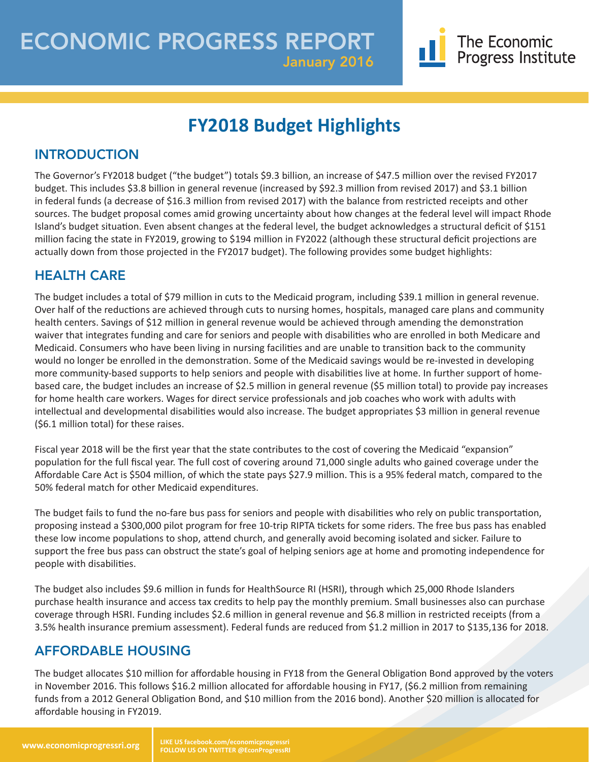# ECONOMIC PROGRESS REPORT

January 2016

The Economic Progress Institute

## FY2018 Budget Highlights

### INTRODUCTION

The Governor's FY2018 budget ("the budget") totals $9.3 billion, an increase of $47.5 million over the revised FY2017 budget. This includes $3.8 billion in general revenue (increased by $92.3 million from revised 2017) and $3.1 billion in federal funds (a decrease of $16.3 million from revised 2017) with the balance from restricted receipts and other sources. The budget proposal comes amid growing uncertainty about how changes at the federal level will impact Rhode Island's budget situation. Even absent changes at the federal level, the budget acknowledges a structural deficit of $151 million facing the state in FY2019, growing to $194 million in FY2022 (although these structural deficit projections are actually down from those projected in the FY2017 budget). The following provides some budget highlights:

### HEALTH CARE

The budget includes a total of $79 million in cuts to the Medicaid program, including $39.1 million in general revenue. Over half of the reductions are achieved through cuts to nursing homes, hospitals, managed care plans and community health centers. Savings of $12 million in general revenue would be achieved through amending the demonstration waiver that integrates funding and care for seniors and people with disabilities who are enrolled in both Medicare and Medicaid. Consumers who have been living in nursing facilities and are unable to transition back to the community would no longer be enrolled in the demonstration. Some of the Medicaid savings would be re-invested in developing more community-based supports to help seniors and people with disabilities live at home. In further support of home-based care, the budget includes an increase of $2.5 million in general revenue ($5 million total) to provide pay increases for home health care workers. Wages for direct service professionals and job coaches who work with adults with intellectual and developmental disabilities would also increase. The budget appropriates $3 million in general revenue ($6.1 million total) for these raises.

Fiscal year 2018 will be the first year that the state contributes to the cost of covering the Medicaid "expansion" population for the full fiscal year. The full cost of covering around 71,000 single adults who gained coverage under the Affordable Care Act is $504 million, of which the state pays $27.9 million. This is a 95% federal match, compared to the 50% federal match for other Medicaid expenditures.

The budget fails to fund the no-fare bus pass for seniors and people with disabilities who rely on public transportation, proposing instead a $300,000 pilot program for free 10-trip RIPTA tickets for some riders. The free bus pass has enabled these low income populations to shop, attend church, and generally avoid becoming isolated and sicker. Failure to support the free bus pass can obstruct the state's goal of helping seniors age at home and promoting independence for people with disabilities.

The budget also includes $9.6 million in funds for HealthSource RI (HSRI), through which 25,000 Rhode Islanders purchase health insurance and access tax credits to help pay the monthly premium. Small businesses also can purchase coverage through HSRI. Funding includes $2.6 million in general revenue and $6.8 million in restricted receipts (from a 3.5% health insurance premium assessment). Federal funds are reduced from $1.2 million in 2017 to $135,136 for 2018.

### AFFORDABLE HOUSING

The budget allocates $10 million for affordable housing in FY18 from the General Obligation Bond approved by the voters in November 2016. This follows $16.2 million allocated for affordable housing in FY17, ($6.2 million from remaining funds from a 2012 General Obligation Bond, and $10 million from the 2016 bond). Another $20 million is allocated for affordable housing in FY2019.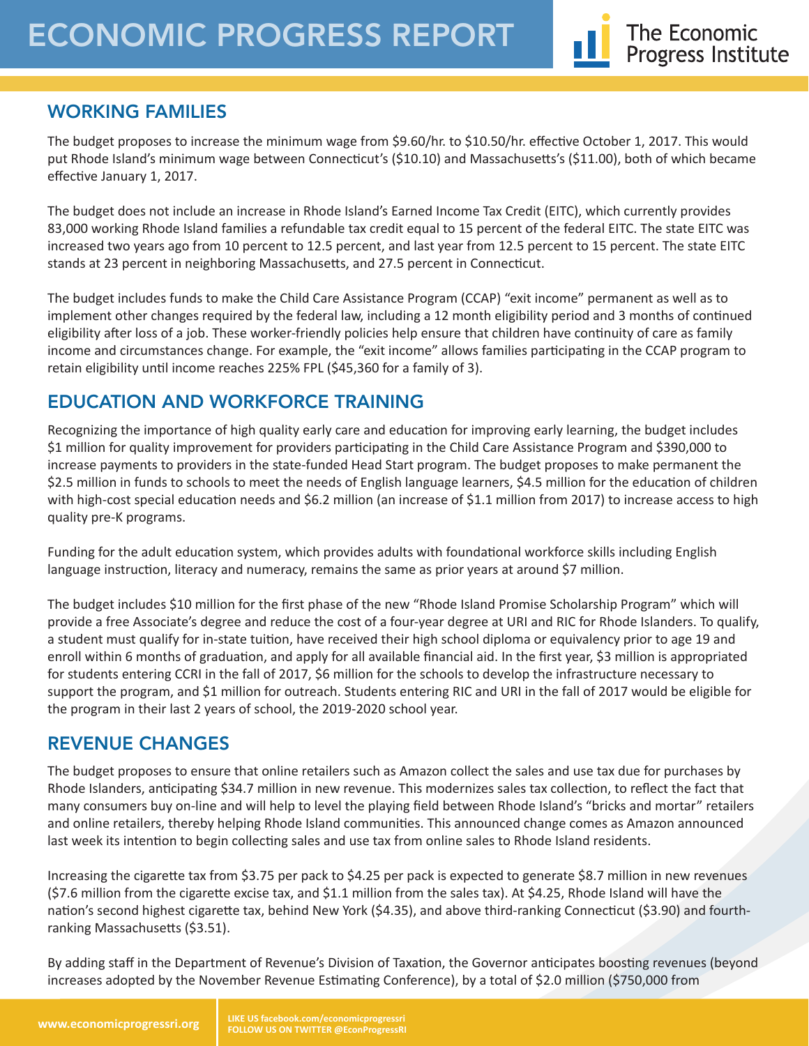## WORKING FAMILIES

The budget proposes to increase the minimum wage from $9.60/hr. to $10.50/hr. effective October 1, 2017. This would put Rhode Island's minimum wage between Connecticut's ($10.10) and Massachusetts's ($11.00), both of which became effective January 1, 2017.

The budget does not include an increase in Rhode Island's Earned Income Tax Credit (EITC), which currently provides 83,000 working Rhode Island families a refundable tax credit equal to 15 percent of the federal EITC. The state EITC was increased two years ago from 10 percent to 12.5 percent, and last year from 12.5 percent to 15 percent. The state EITC stands at 23 percent in neighboring Massachusetts, and 27.5 percent in Connecticut.

The budget includes funds to make the Child Care Assistance Program (CCAP) "exit income" permanent as well as to implement other changes required by the federal law, including a 12 month eligibility period and 3 months of continued eligibility after loss of a job. These worker-friendly policies help ensure that children have continuity of care as family income and circumstances change. For example, the "exit income" allows families participating in the CCAP program to retain eligibility until income reaches 225% FPL ($45,360 for a family of 3).

## EDUCATION AND WORKFORCE TRAINING

Recognizing the importance of high quality early care and education for improving early learning, the budget includes $1 million for quality improvement for providers participating in the Child Care Assistance Program and $390,000 to increase payments to providers in the state-funded Head Start program. The budget proposes to make permanent the $2.5 million in funds to schools to meet the needs of English language learners, $4.5 million for the education of children with high-cost special education needs and $6.2 million (an increase of $1.1 million from 2017) to increase access to high quality pre-K programs.

Funding for the adult education system, which provides adults with foundational workforce skills including English language instruction, literacy and numeracy, remains the same as prior years at around $7 million.

The budget includes $10 million for the first phase of the new "Rhode Island Promise Scholarship Program" which will provide a free Associate's degree and reduce the cost of a four-year degree at URI and RIC for Rhode Islanders. To qualify, a student must qualify for in-state tuition, have received their high school diploma or equivalency prior to age 19 and enroll within 6 months of graduation, and apply for all available financial aid. In the first year, $3 million is appropriated for students entering CCRI in the fall of 2017, $6 million for the schools to develop the infrastructure necessary to support the program, and $1 million for outreach. Students entering RIC and URI in the fall of 2017 would be eligible for the program in their last 2 years of school, the 2019-2020 school year.

## REVENUE CHANGES

The budget proposes to ensure that online retailers such as Amazon collect the sales and use tax due for purchases by Rhode Islanders, anticipating $34.7 million in new revenue. This modernizes sales tax collection, to reflect the fact that many consumers buy on-line and will help to level the playing field between Rhode Island's "bricks and mortar" retailers and online retailers, thereby helping Rhode Island communities. This announced change comes as Amazon announced last week its intention to begin collecting sales and use tax from online sales to Rhode Island residents.

Increasing the cigarette tax from $3.75 per pack to $4.25 per pack is expected to generate $8.7 million in new revenues ($7.6 million from the cigarette excise tax, and $1.1 million from the sales tax). At $4.25, Rhode Island will have the nation's second highest cigarette tax, behind New York ($4.35), and above third-ranking Connecticut ($3.90) and fourth-ranking Massachusetts ($3.51).

By adding staff in the Department of Revenue's Division of Taxation, the Governor anticipates boosting revenues (beyond increases adopted by the November Revenue Estimating Conference), by a total of $2.0 million ($750,000 from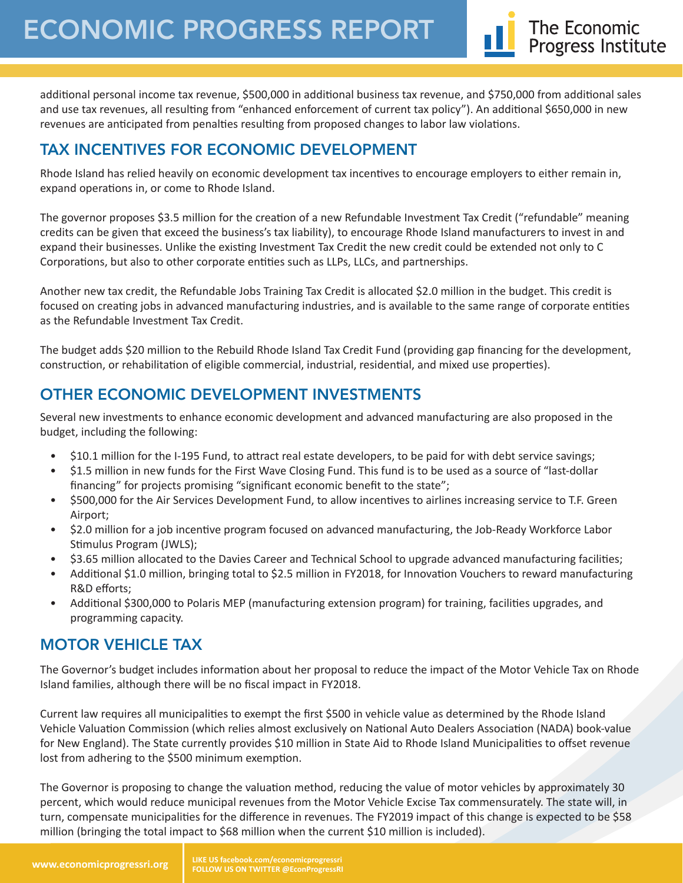additional personal income tax revenue, $500,000 in additional business tax revenue, and $750,000 from additional sales and use tax revenues, all resulting from "enhanced enforcement of current tax policy"). An additional $650,000 in new revenues are anticipated from penalties resulting from proposed changes to labor law violations.

## TAX INCENTIVES FOR ECONOMIC DEVELOPMENT

Rhode Island has relied heavily on economic development tax incentives to encourage employers to either remain in, expand operations in, or come to Rhode Island.

The governor proposes $3.5 million for the creation of a new Refundable Investment Tax Credit ("refundable" meaning credits can be given that exceed the business's tax liability), to encourage Rhode Island manufacturers to invest in and expand their businesses. Unlike the existing Investment Tax Credit the new credit could be extended not only to C Corporations, but also to other corporate entities such as LLPs, LLCs, and partnerships.

Another new tax credit, the Refundable Jobs Training Tax Credit is allocated $2.0 million in the budget. This credit is focused on creating jobs in advanced manufacturing industries, and is available to the same range of corporate entities as the Refundable Investment Tax Credit.

The budget adds $20 million to the Rebuild Rhode Island Tax Credit Fund (providing gap financing for the development, construction, or rehabilitation of eligible commercial, industrial, residential, and mixed use properties).

## OTHER ECONOMIC DEVELOPMENT INVESTMENTS

Several new investments to enhance economic development and advanced manufacturing are also proposed in the budget, including the following:

- $10.1 million for the I-195 Fund, to attract real estate developers, to be paid for with debt service savings;
- $1.5 million in new funds for the First Wave Closing Fund. This fund is to be used as a source of "last-dollar financing" for projects promising "significant economic benefit to the state";
- $500,000 for the Air Services Development Fund, to allow incentives to airlines increasing service to T.F. Green Airport;
- $2.0 million for a job incentive program focused on advanced manufacturing, the Job-Ready Workforce Labor Stimulus Program (JWLS);
- $3.65 million allocated to the Davies Career and Technical School to upgrade advanced manufacturing facilities;
- Additional $1.0 million, bringing total to $2.5 million in FY2018, for Innovation Vouchers to reward manufacturing R&D efforts;
- Additional $300,000 to Polaris MEP (manufacturing extension program) for training, facilities upgrades, and programming capacity.

## MOTOR VEHICLE TAX

The Governor's budget includes information about her proposal to reduce the impact of the Motor Vehicle Tax on Rhode Island families, although there will be no fiscal impact in FY2018.

Current law requires all municipalities to exempt the first $500 in vehicle value as determined by the Rhode Island Vehicle Valuation Commission (which relies almost exclusively on National Auto Dealers Association (NADA) book-value for New England). The State currently provides $10 million in State Aid to Rhode Island Municipalities to offset revenue lost from adhering to the $500 minimum exemption.

The Governor is proposing to change the valuation method, reducing the value of motor vehicles by approximately 30 percent, which would reduce municipal revenues from the Motor Vehicle Excise Tax commensurately. The state will, in turn, compensate municipalities for the difference in revenues. The FY2019 impact of this change is expected to be $58 million (bringing the total impact to $68 million when the current $10 million is included).